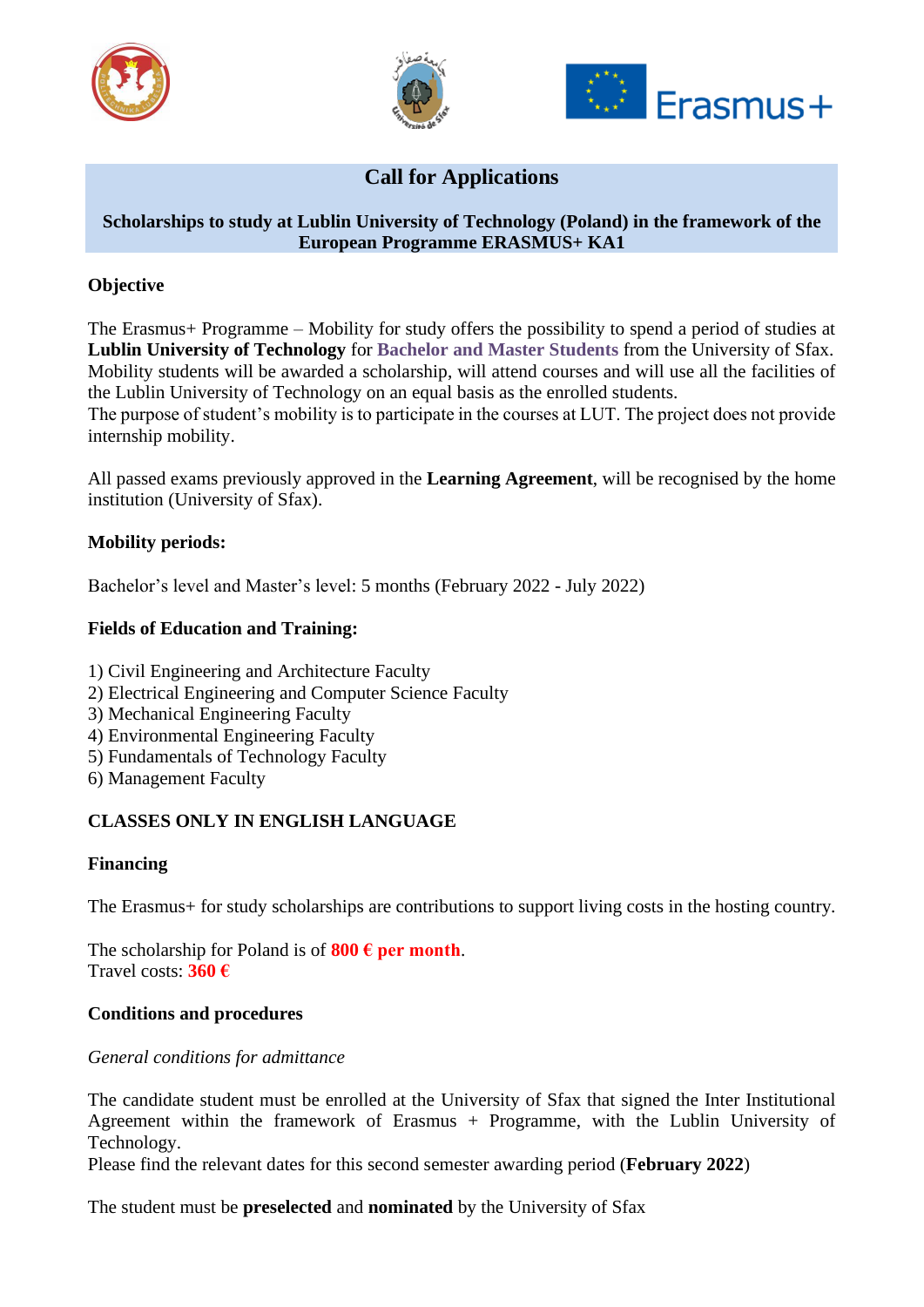# Call for Applications

## Scholarships to study at Lublin University of Technology (Poland) in the framework of the European Programme ERASMUS+ KA1

### Objective

The Erasmus+ Programme – Mobility for study offers the possibility to spend a period of studies at **Lublin University of Technology** for **Bachelor and Master Students** from the University of Sfax. Mobility students will be awarded a scholarship, will attend courses and will use all the facilities of the Lublin University of Technology on an equal basis as the enrolled students.
The purpose of student's mobility is to participate in the courses at LUT. The project does not provide internship mobility.

All passed exams previously approved in the **Learning Agreement**, will be recognised by the home institution (University of Sfax).

### Mobility periods:

Bachelor's level and Master's level: 5 months (February 2022 - July 2022)

### Fields of Education and Training:

1) Civil Engineering and Architecture Faculty
2) Electrical Engineering and Computer Science Faculty
3) Mechanical Engineering Faculty
4) Environmental Engineering Faculty
5) Fundamentals of Technology Faculty
6) Management Faculty

**CLASSES ONLY IN ENGLISH LANGUAGE**

### Financing

The Erasmus+ for study scholarships are contributions to support living costs in the hosting country.

The scholarship for Poland is of **800 € per month**.
Travel costs: **360 €**

### Conditions and procedures

*General conditions for admittance*

The candidate student must be enrolled at the University of Sfax that signed the Inter Institutional Agreement within the framework of Erasmus + Programme, with the Lublin University of Technology.
Please find the relevant dates for this second semester awarding period (**February 2022**)

The student must be **preselected** and **nominated** by the University of Sfax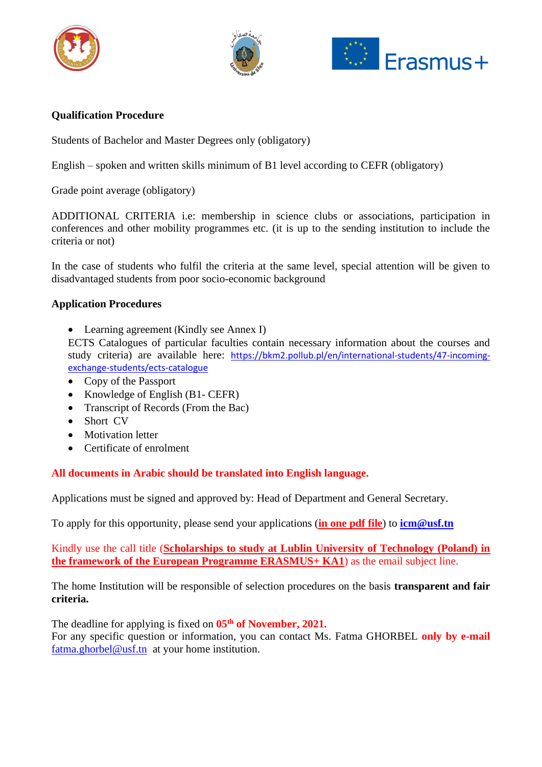**Qualification Procedure**

Students of Bachelor and Master Degrees only (obligatory)

English – spoken and written skills minimum of B1 level according to CEFR (obligatory)

Grade point average (obligatory)

ADDITIONAL CRITERIA i.e: membership in science clubs or associations, participation in conferences and other mobility programmes etc. (it is up to the sending institution to include the criteria or not)

In the case of students who fulfil the criteria at the same level, special attention will be given to disadvantaged students from poor socio-economic background

**Application Procedures**

- Learning agreement (Kindly see Annex I)
  ECTS Catalogues of particular faculties contain necessary information about the courses and study criteria) are available here: https://bkm2.pollub.pl/en/international-students/47-incoming-exchange-students/ects-catalogue
- Copy of the Passport
- Knowledge of English (B1- CEFR)
- Transcript of Records (From the Bac)
- Short CV
- Motivation letter
- Certificate of enrolment

**All documents in Arabic should be translated into English language.**

Applications must be signed and approved by: Head of Department and General Secretary.

To apply for this opportunity, please send your applications (**in one pdf file**) to **icm@usf.tn**

Kindly use the call title (**Scholarships to study at Lublin University of Technology (Poland) in the framework of the European Programme ERASMUS+ KA1**) as the email subject line.

The home Institution will be responsible of selection procedures on the basis **transparent and fair criteria.**

The deadline for applying is fixed on **05th of November, 2021.**
For any specific question or information, you can contact Ms. Fatma GHORBEL **only by e-mail** fatma.ghorbel@usf.tn at your home institution.